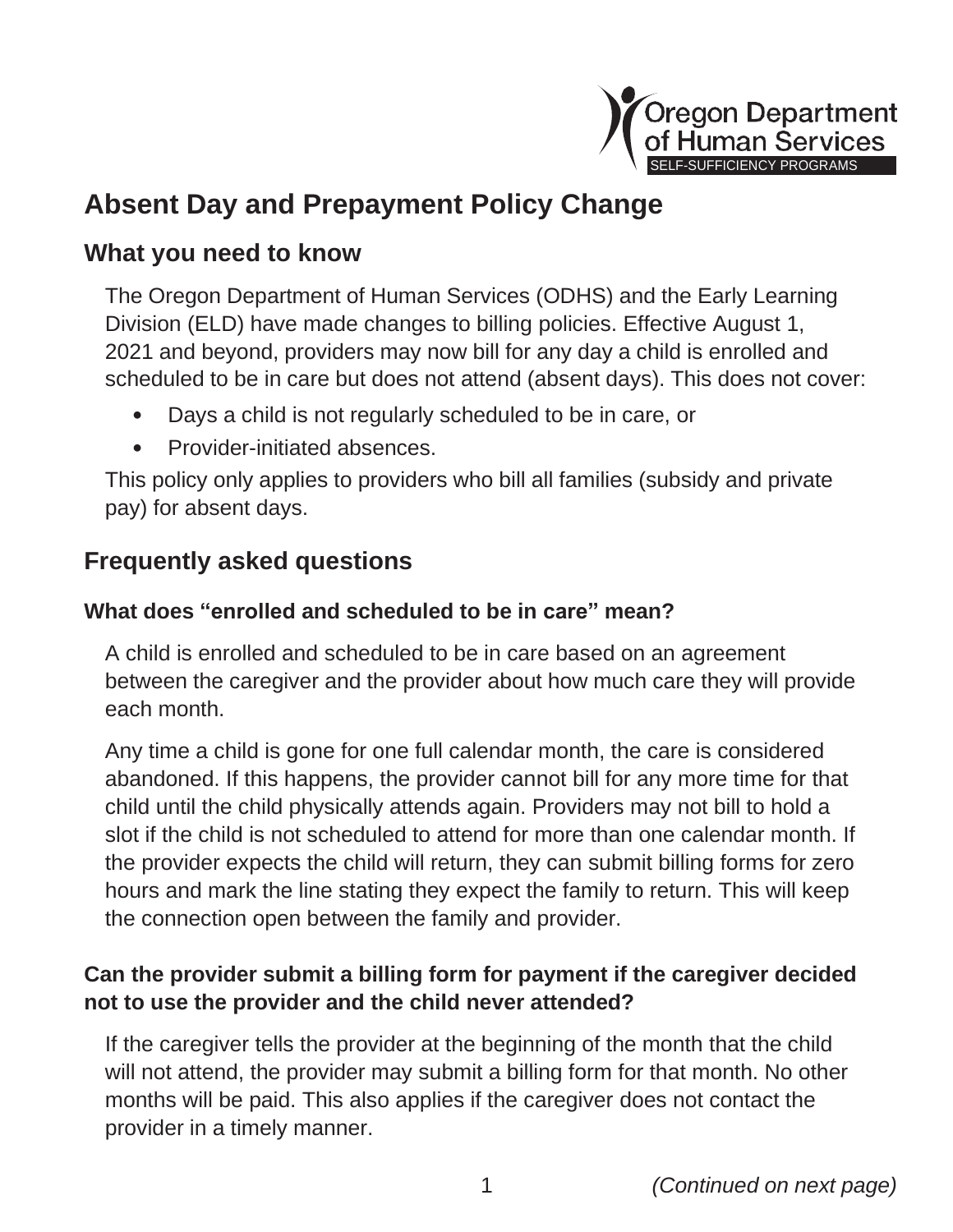Oregon Department of Human Services
SELF-SUFFICIENCY PROGRAMS

# Absent Day and Prepayment Policy Change

## What you need to know

The Oregon Department of Human Services (ODHS) and the Early Learning Division (ELD) have made changes to billing policies. Effective August 1, 2021 and beyond, providers may now bill for any day a child is enrolled and scheduled to be in care but does not attend (absent days). This does not cover:

- Days a child is not regularly scheduled to be in care, or
- Provider-initiated absences.

This policy only applies to providers who bill all families (subsidy and private pay) for absent days.

## Frequently asked questions

### What does "enrolled and scheduled to be in care" mean?

A child is enrolled and scheduled to be in care based on an agreement between the caregiver and the provider about how much care they will provide each month.

Any time a child is gone for one full calendar month, the care is considered abandoned. If this happens, the provider cannot bill for any more time for that child until the child physically attends again. Providers may not bill to hold a slot if the child is not scheduled to attend for more than one calendar month. If the provider expects the child will return, they can submit billing forms for zero hours and mark the line stating they expect the family to return. This will keep the connection open between the family and provider.

### Can the provider submit a billing form for payment if the caregiver decided not to use the provider and the child never attended?

If the caregiver tells the provider at the beginning of the month that the child will not attend, the provider may submit a billing form for that month. No other months will be paid. This also applies if the caregiver does not contact the provider in a timely manner.

*(Continued on next page)*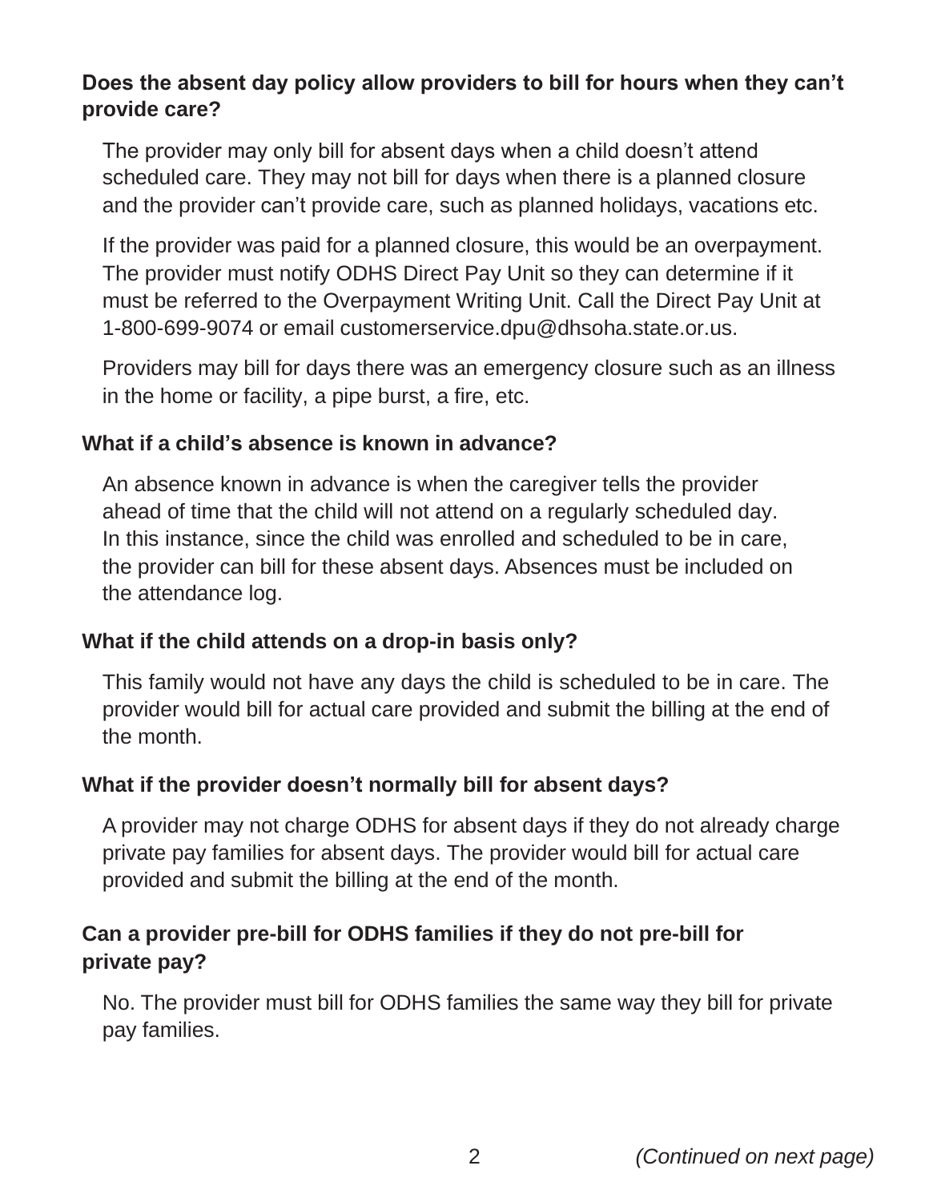**Does the absent day policy allow providers to bill for hours when they can't provide care?**

The provider may only bill for absent days when a child doesn't attend scheduled care. They may not bill for days when there is a planned closure and the provider can't provide care, such as planned holidays, vacations etc.

If the provider was paid for a planned closure, this would be an overpayment. The provider must notify ODHS Direct Pay Unit so they can determine if it must be referred to the Overpayment Writing Unit. Call the Direct Pay Unit at 1-800-699-9074 or email customerservice.dpu@dhsoha.state.or.us.

Providers may bill for days there was an emergency closure such as an illness in the home or facility, a pipe burst, a fire, etc.

**What if a child's absence is known in advance?**

An absence known in advance is when the caregiver tells the provider ahead of time that the child will not attend on a regularly scheduled day. In this instance, since the child was enrolled and scheduled to be in care, the provider can bill for these absent days. Absences must be included on the attendance log.

**What if the child attends on a drop-in basis only?**

This family would not have any days the child is scheduled to be in care. The provider would bill for actual care provided and submit the billing at the end of the month.

**What if the provider doesn't normally bill for absent days?**

A provider may not charge ODHS for absent days if they do not already charge private pay families for absent days. The provider would bill for actual care provided and submit the billing at the end of the month.

**Can a provider pre-bill for ODHS families if they do not pre-bill for private pay?**

No. The provider must bill for ODHS families the same way they bill for private pay families.

*(Continued on next page)*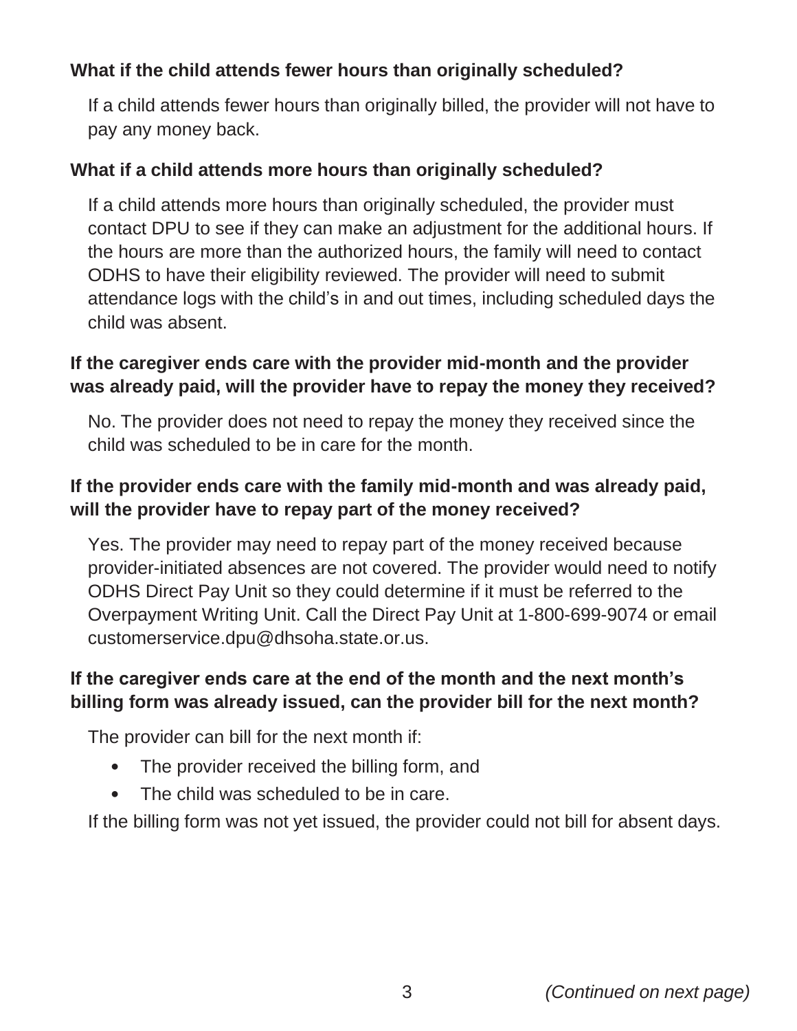### What if the child attends fewer hours than originally scheduled?

If a child attends fewer hours than originally billed, the provider will not have to pay any money back.

### What if a child attends more hours than originally scheduled?

If a child attends more hours than originally scheduled, the provider must contact DPU to see if they can make an adjustment for the additional hours. If the hours are more than the authorized hours, the family will need to contact ODHS to have their eligibility reviewed. The provider will need to submit attendance logs with the child's in and out times, including scheduled days the child was absent.

### If the caregiver ends care with the provider mid-month and the provider was already paid, will the provider have to repay the money they received?

No. The provider does not need to repay the money they received since the child was scheduled to be in care for the month.

### If the provider ends care with the family mid-month and was already paid, will the provider have to repay part of the money received?

Yes. The provider may need to repay part of the money received because provider-initiated absences are not covered. The provider would need to notify ODHS Direct Pay Unit so they could determine if it must be referred to the Overpayment Writing Unit. Call the Direct Pay Unit at 1-800-699-9074 or email customerservice.dpu@dhsoha.state.or.us.

### If the caregiver ends care at the end of the month and the next month's billing form was already issued, can the provider bill for the next month?

The provider can bill for the next month if:

- The provider received the billing form, and
- The child was scheduled to be in care.

If the billing form was not yet issued, the provider could not bill for absent days.

*(Continued on next page)*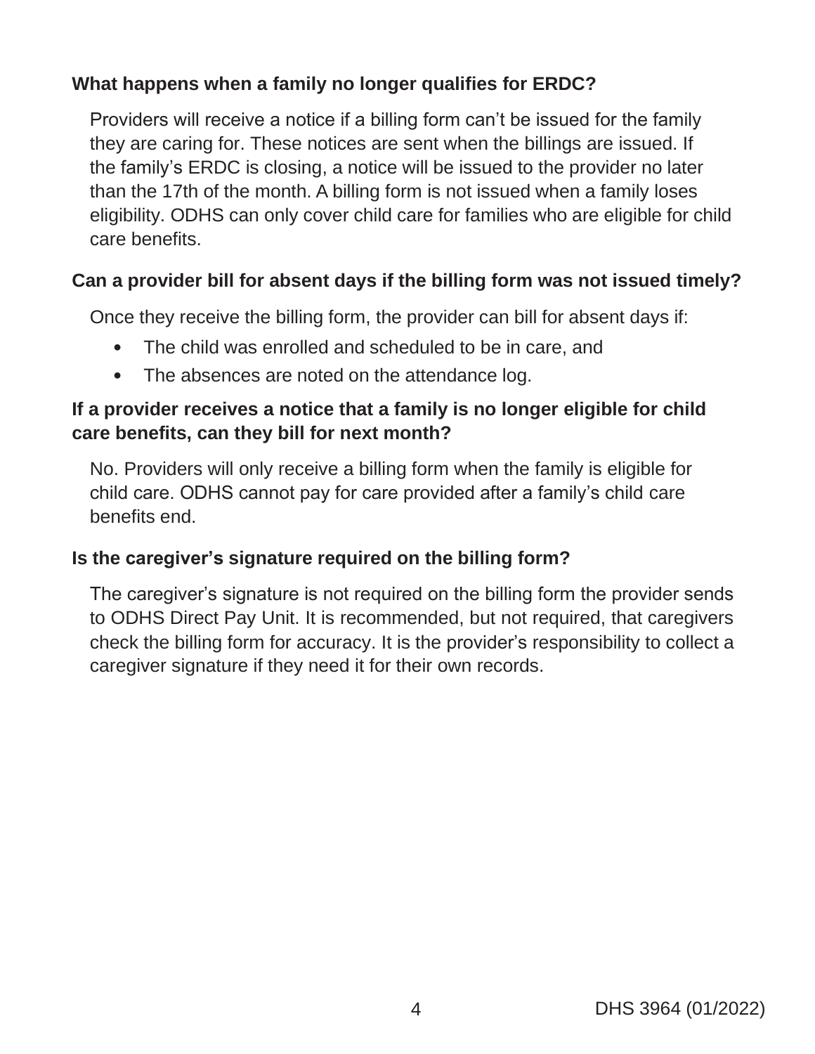### What happens when a family no longer qualifies for ERDC?

Providers will receive a notice if a billing form can't be issued for the family they are caring for. These notices are sent when the billings are issued. If the family's ERDC is closing, a notice will be issued to the provider no later than the 17th of the month. A billing form is not issued when a family loses eligibility. ODHS can only cover child care for families who are eligible for child care benefits.

### Can a provider bill for absent days if the billing form was not issued timely?

Once they receive the billing form, the provider can bill for absent days if:

- The child was enrolled and scheduled to be in care, and
- The absences are noted on the attendance log.

### If a provider receives a notice that a family is no longer eligible for child care benefits, can they bill for next month?

No. Providers will only receive a billing form when the family is eligible for child care. ODHS cannot pay for care provided after a family's child care benefits end.

### Is the caregiver's signature required on the billing form?

The caregiver's signature is not required on the billing form the provider sends to ODHS Direct Pay Unit. It is recommended, but not required, that caregivers check the billing form for accuracy. It is the provider's responsibility to collect a caregiver signature if they need it for their own records.